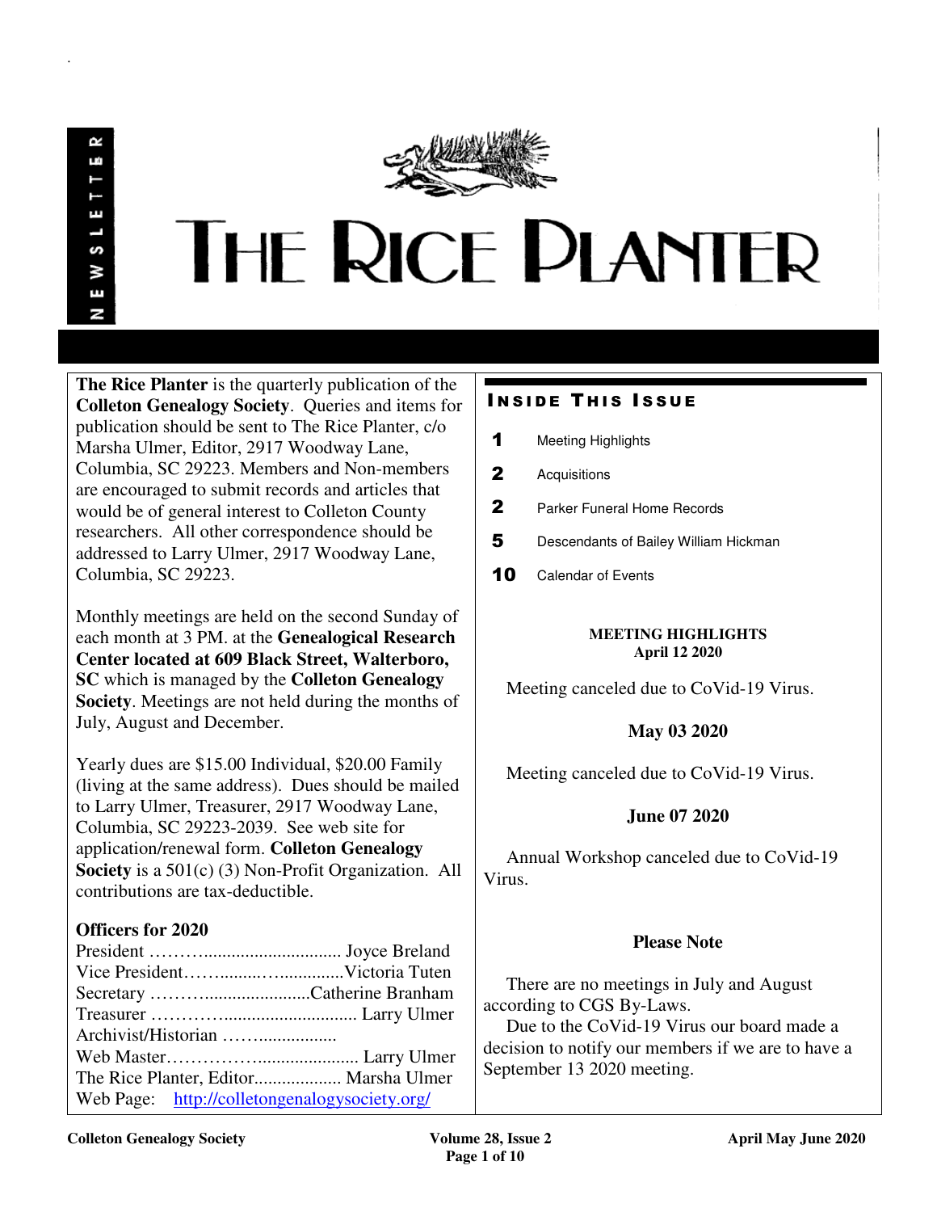NEWSLETTER

# THE RICE PLANTER

**The Rice Planter** is the quarterly publication of the **Colleton Genealogy Society**. Queries and items for publication should be sent to The Rice Planter, c/o Marsha Ulmer, Editor, 2917 Woodway Lane, Columbia, SC 29223. Members and Non-members are encouraged to submit records and articles that would be of general interest to Colleton County researchers. All other correspondence should be addressed to Larry Ulmer, 2917 Woodway Lane, Columbia, SC 29223.

Monthly meetings are held on the second Sunday of each month at 3 PM. at the **Genealogical Research Center located at 609 Black Street, Walterboro, SC** which is managed by the **Colleton Genealogy Society**. Meetings are not held during the months of July, August and December.

Yearly dues are $15.00 Individual, $20.00 Family (living at the same address). Dues should be mailed to Larry Ulmer, Treasurer, 2917 Woodway Lane, Columbia, SC 29223-2039. See web site for application/renewal form. **Colleton Genealogy Society** is a 501(c) (3) Non-Profit Organization. All contributions are tax-deductible.

**Officers for 2020**

President ……….............................. Joyce Breland
Vice President……..........….............Victoria Tuten
Secretary ……….......................Catherine Branham
Treasurer ………….......................... Larry Ulmer
Archivist/Historian ……..................
Web Master………………..................... Larry Ulmer
The Rice Planter, Editor................... Marsha Ulmer
Web Page: http://colletongenalogysociety.org/

## Inside This Issue

1 Meeting Highlights
2 Acquisitions
2 Parker Funeral Home Records
5 Descendants of Bailey William Hickman
10 Calendar of Events

**MEETING HIGHLIGHTS**
**April 12 2020**

Meeting canceled due to CoVid-19 Virus.

**May 03 2020**

Meeting canceled due to CoVid-19 Virus.

**June 07 2020**

Annual Workshop canceled due to CoVid-19 Virus.

**Please Note**

There are no meetings in July and August according to CGS By-Laws.

Due to the CoVid-19 Virus our board made a decision to notify our members if we are to have a September 13 2020 meeting.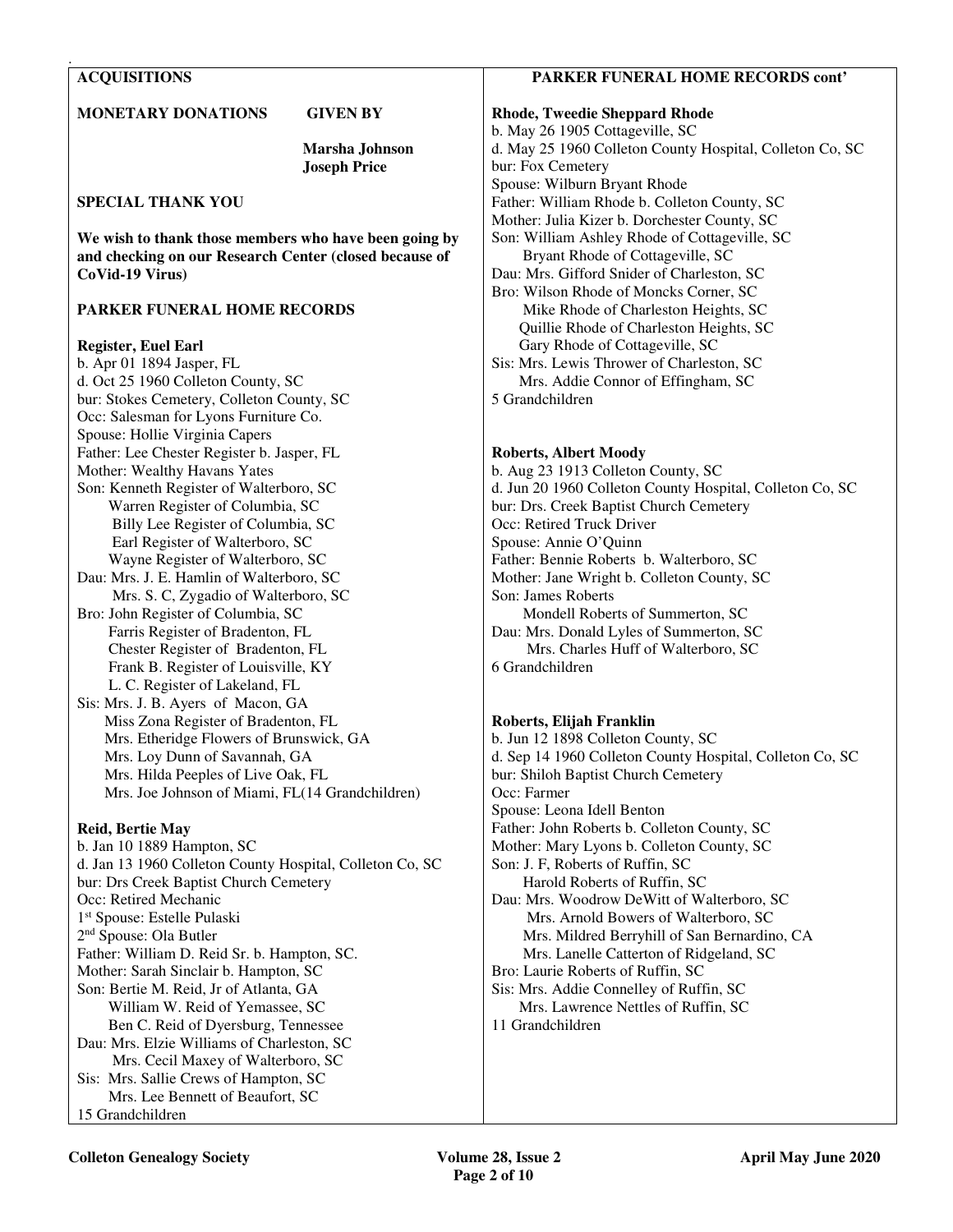## ACQUISITIONS

**MONETARY DONATIONS** **GIVEN BY**

**Marsha Johnson**
**Joseph Price**

## SPECIAL THANK YOU

**We wish to thank those members who have been going by and checking on our Research Center (closed because of CoVid-19 Virus)**

## PARKER FUNERAL HOME RECORDS

**Register, Euel Earl**
b. Apr 01 1894 Jasper, FL
d. Oct 25 1960 Colleton County, SC
bur: Stokes Cemetery, Colleton County, SC
Occ: Salesman for Lyons Furniture Co.
Spouse: Hollie Virginia Capers
Father: Lee Chester Register b. Jasper, FL
Mother: Wealthy Havans Yates
Son: Kenneth Register of Walterboro, SC
Warren Register of Columbia, SC
Billy Lee Register of Columbia, SC
Earl Register of Walterboro, SC
Wayne Register of Walterboro, SC
Dau: Mrs. J. E. Hamlin of Walterboro, SC
Mrs. S. C, Zygadio of Walterboro, SC
Bro: John Register of Columbia, SC
Farris Register of Bradenton, FL
Chester Register of Bradenton, FL
Frank B. Register of Louisville, KY
L. C. Register of Lakeland, FL
Sis: Mrs. J. B. Ayers of Macon, GA
Miss Zona Register of Bradenton, FL
Mrs. Etheridge Flowers of Brunswick, GA
Mrs. Loy Dunn of Savannah, GA
Mrs. Hilda Peeples of Live Oak, FL
Mrs. Joe Johnson of Miami, FL(14 Grandchildren)

**Reid, Bertie May**
b. Jan 10 1889 Hampton, SC
d. Jan 13 1960 Colleton County Hospital, Colleton Co, SC
bur: Drs Creek Baptist Church Cemetery
Occ: Retired Mechanic
1st Spouse: Estelle Pulaski
2nd Spouse: Ola Butler
Father: William D. Reid Sr. b. Hampton, SC.
Mother: Sarah Sinclair b. Hampton, SC
Son: Bertie M. Reid, Jr of Atlanta, GA
William W. Reid of Yemassee, SC
Ben C. Reid of Dyersburg, Tennessee
Dau: Mrs. Elzie Williams of Charleston, SC
Mrs. Cecil Maxey of Walterboro, SC
Sis: Mrs. Sallie Crews of Hampton, SC
Mrs. Lee Bennett of Beaufort, SC
15 Grandchildren

## PARKER FUNERAL HOME RECORDS cont'

**Rhode, Tweedie Sheppard Rhode**
b. May 26 1905 Cottageville, SC
d. May 25 1960 Colleton County Hospital, Colleton Co, SC
bur: Fox Cemetery
Spouse: Wilburn Bryant Rhode
Father: William Rhode b. Colleton County, SC
Mother: Julia Kizer b. Dorchester County, SC
Son: William Ashley Rhode of Cottageville, SC
Bryant Rhode of Cottageville, SC
Dau: Mrs. Gifford Snider of Charleston, SC
Bro: Wilson Rhode of Moncks Corner, SC
Mike Rhode of Charleston Heights, SC
Quillie Rhode of Charleston Heights, SC
Gary Rhode of Cottageville, SC
Sis: Mrs. Lewis Thrower of Charleston, SC
Mrs. Addie Connor of Effingham, SC
5 Grandchildren

**Roberts, Albert Moody**
b. Aug 23 1913 Colleton County, SC
d. Jun 20 1960 Colleton County Hospital, Colleton Co, SC
bur: Drs. Creek Baptist Church Cemetery
Occ: Retired Truck Driver
Spouse: Annie O'Quinn
Father: Bennie Roberts b. Walterboro, SC
Mother: Jane Wright b. Colleton County, SC
Son: James Roberts
Mondell Roberts of Summerton, SC
Dau: Mrs. Donald Lyles of Summerton, SC
Mrs. Charles Huff of Walterboro, SC
6 Grandchildren

**Roberts, Elijah Franklin**
b. Jun 12 1898 Colleton County, SC
d. Sep 14 1960 Colleton County Hospital, Colleton Co, SC
bur: Shiloh Baptist Church Cemetery
Occ: Farmer
Spouse: Leona Idell Benton
Father: John Roberts b. Colleton County, SC
Mother: Mary Lyons b. Colleton County, SC
Son: J. F, Roberts of Ruffin, SC
Harold Roberts of Ruffin, SC
Dau: Mrs. Woodrow DeWitt of Walterboro, SC
Mrs. Arnold Bowers of Walterboro, SC
Mrs. Mildred Berryhill of San Bernardino, CA
Mrs. Lanelle Catterton of Ridgeland, SC
Bro: Laurie Roberts of Ruffin, SC
Sis: Mrs. Addie Connelley of Ruffin, SC
Mrs. Lawrence Nettles of Ruffin, SC
11 Grandchildren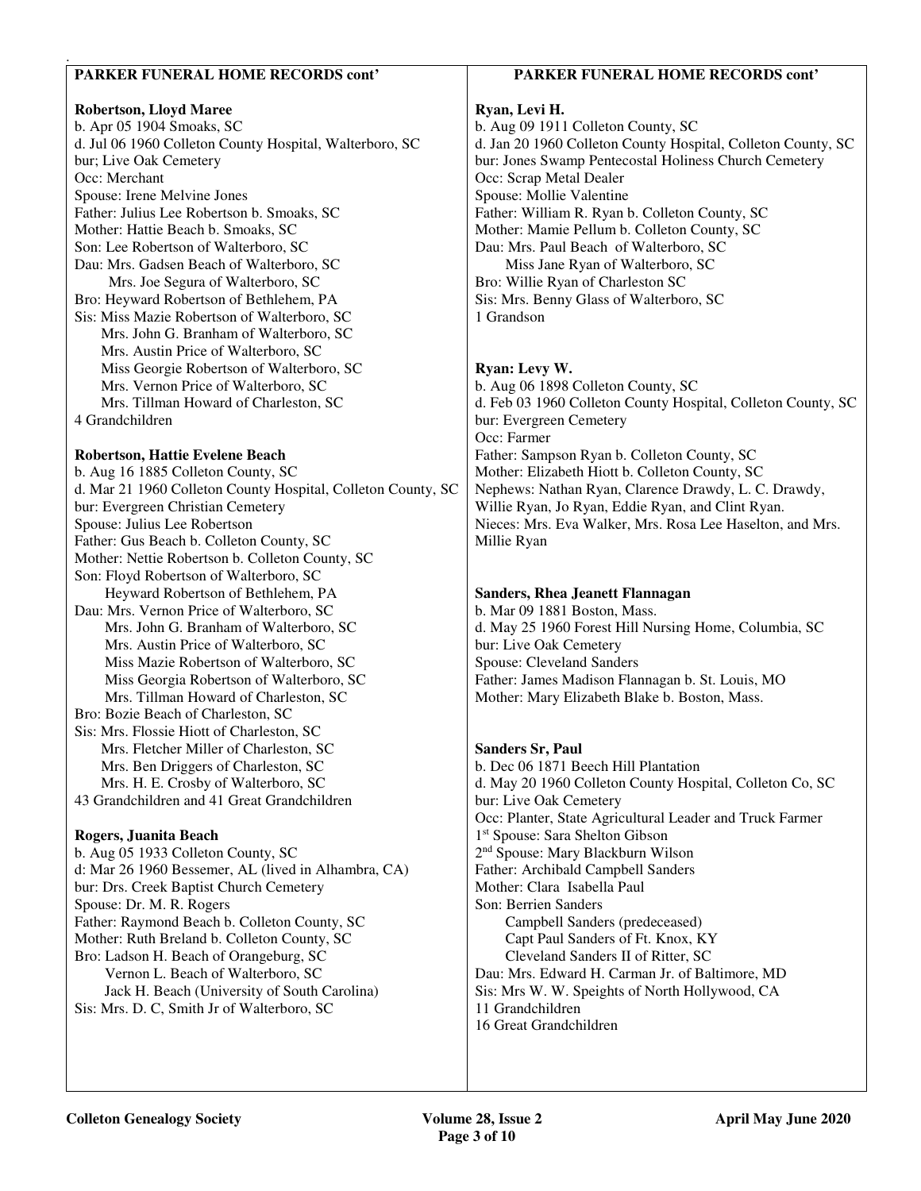## PARKER FUNERAL HOME RECORDS cont'

**Robertson, Lloyd Maree**
b. Apr 05 1904 Smoaks, SC
d. Jul 06 1960 Colleton County Hospital, Walterboro, SC
bur; Live Oak Cemetery
Occ: Merchant
Spouse: Irene Melvine Jones
Father: Julius Lee Robertson b. Smoaks, SC
Mother: Hattie Beach b. Smoaks, SC
Son: Lee Robertson of Walterboro, SC
Dau: Mrs. Gadsen Beach of Walterboro, SC
 Mrs. Joe Segura of Walterboro, SC
Bro: Heyward Robertson of Bethlehem, PA
Sis: Miss Mazie Robertson of Walterboro, SC
 Mrs. John G. Branham of Walterboro, SC
 Mrs. Austin Price of Walterboro, SC
 Miss Georgie Robertson of Walterboro, SC
 Mrs. Vernon Price of Walterboro, SC
 Mrs. Tillman Howard of Charleston, SC
4 Grandchildren

**Robertson, Hattie Evelene Beach**
b. Aug 16 1885 Colleton County, SC
d. Mar 21 1960 Colleton County Hospital, Colleton County, SC
bur: Evergreen Christian Cemetery
Spouse: Julius Lee Robertson
Father: Gus Beach b. Colleton County, SC
Mother: Nettie Robertson b. Colleton County, SC
Son: Floyd Robertson of Walterboro, SC
 Heyward Robertson of Bethlehem, PA
Dau: Mrs. Vernon Price of Walterboro, SC
 Mrs. John G. Branham of Walterboro, SC
 Mrs. Austin Price of Walterboro, SC
 Miss Mazie Robertson of Walterboro, SC
 Miss Georgia Robertson of Walterboro, SC
 Mrs. Tillman Howard of Charleston, SC
Bro: Bozie Beach of Charleston, SC
Sis: Mrs. Flossie Hiott of Charleston, SC
 Mrs. Fletcher Miller of Charleston, SC
 Mrs. Ben Driggers of Charleston, SC
 Mrs. H. E. Crosby of Walterboro, SC
43 Grandchildren and 41 Great Grandchildren

**Rogers, Juanita Beach**
b. Aug 05 1933 Colleton County, SC
d: Mar 26 1960 Bessemer, AL (lived in Alhambra, CA)
bur: Drs. Creek Baptist Church Cemetery
Spouse: Dr. M. R. Rogers
Father: Raymond Beach b. Colleton County, SC
Mother: Ruth Breland b. Colleton County, SC
Bro: Ladson H. Beach of Orangeburg, SC
 Vernon L. Beach of Walterboro, SC
 Jack H. Beach (University of South Carolina)
Sis: Mrs. D. C, Smith Jr of Walterboro, SC

**Ryan, Levi H.**
b. Aug 09 1911 Colleton County, SC
d. Jan 20 1960 Colleton County Hospital, Colleton County, SC
bur: Jones Swamp Pentecostal Holiness Church Cemetery
Occ: Scrap Metal Dealer
Spouse: Mollie Valentine
Father: William R. Ryan b. Colleton County, SC
Mother: Mamie Pellum b. Colleton County, SC
Dau: Mrs. Paul Beach of Walterboro, SC
 Miss Jane Ryan of Walterboro, SC
Bro: Willie Ryan of Charleston SC
Sis: Mrs. Benny Glass of Walterboro, SC
1 Grandson

**Ryan: Levy W.**
b. Aug 06 1898 Colleton County, SC
d. Feb 03 1960 Colleton County Hospital, Colleton County, SC
bur: Evergreen Cemetery
Occ: Farmer
Father: Sampson Ryan b. Colleton County, SC
Mother: Elizabeth Hiott b. Colleton County, SC
Nephews: Nathan Ryan, Clarence Drawdy, L. C. Drawdy, Willie Ryan, Jo Ryan, Eddie Ryan, and Clint Ryan.
Nieces: Mrs. Eva Walker, Mrs. Rosa Lee Haselton, and Mrs. Millie Ryan

**Sanders, Rhea Jeanett Flannagan**
b. Mar 09 1881 Boston, Mass.
d. May 25 1960 Forest Hill Nursing Home, Columbia, SC
bur: Live Oak Cemetery
Spouse: Cleveland Sanders
Father: James Madison Flannagan b. St. Louis, MO
Mother: Mary Elizabeth Blake b. Boston, Mass.

**Sanders Sr, Paul**
b. Dec 06 1871 Beech Hill Plantation
d. May 20 1960 Colleton County Hospital, Colleton Co, SC
bur: Live Oak Cemetery
Occ: Planter, State Agricultural Leader and Truck Farmer
1st Spouse: Sara Shelton Gibson
2nd Spouse: Mary Blackburn Wilson
Father: Archibald Campbell Sanders
Mother: Clara Isabella Paul
Son: Berrien Sanders
 Campbell Sanders (predeceased)
 Capt Paul Sanders of Ft. Knox, KY
 Cleveland Sanders II of Ritter, SC
Dau: Mrs. Edward H. Carman Jr. of Baltimore, MD
Sis: Mrs W. W. Speights of North Hollywood, CA
11 Grandchildren
16 Great Grandchildren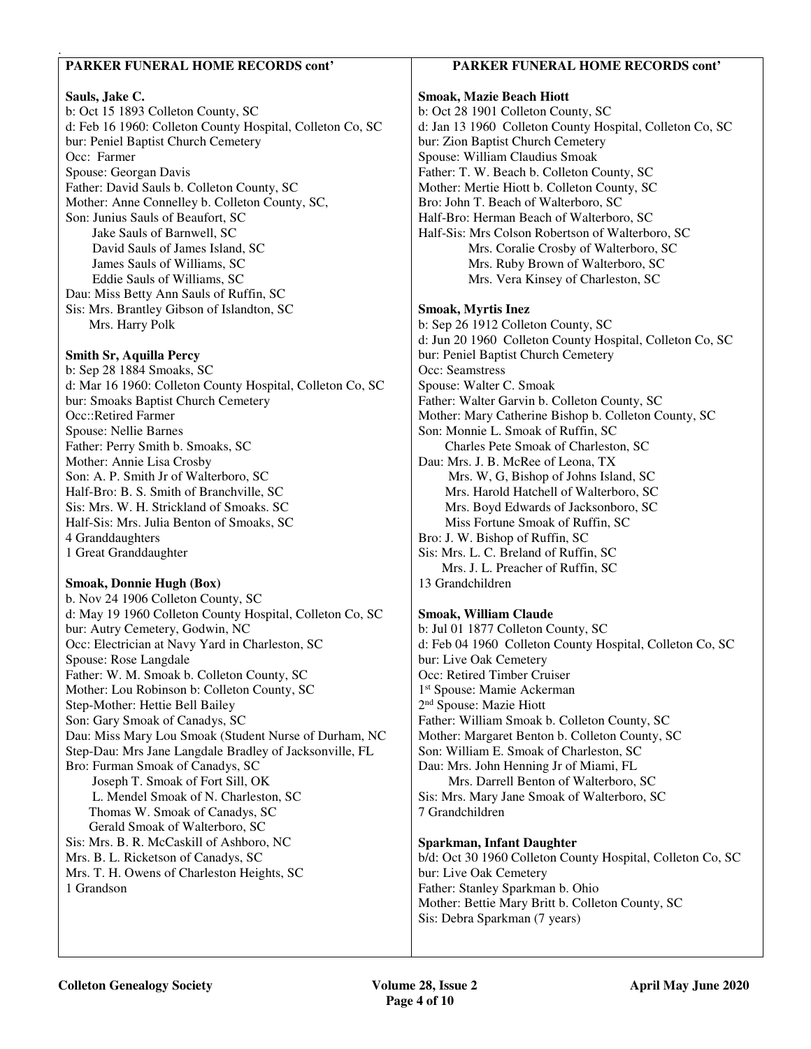## PARKER FUNERAL HOME RECORDS cont'

**Sauls, Jake C.**
b: Oct 15 1893 Colleton County, SC
d: Feb 16 1960: Colleton County Hospital, Colleton Co, SC
bur: Peniel Baptist Church Cemetery
Occ: Farmer
Spouse: Georgan Davis
Father: David Sauls b. Colleton County, SC
Mother: Anne Connelley b. Colleton County, SC,
Son: Junius Sauls of Beaufort, SC
Jake Sauls of Barnwell, SC
David Sauls of James Island, SC
James Sauls of Williams, SC
Eddie Sauls of Williams, SC
Dau: Miss Betty Ann Sauls of Ruffin, SC
Sis: Mrs. Brantley Gibson of Islandton, SC
Mrs. Harry Polk

**Smith Sr, Aquilla Percy**
b: Sep 28 1884 Smoaks, SC
d: Mar 16 1960: Colleton County Hospital, Colleton Co, SC
bur: Smoaks Baptist Church Cemetery
Occ::Retired Farmer
Spouse: Nellie Barnes
Father: Perry Smith b. Smoaks, SC
Mother: Annie Lisa Crosby
Son: A. P. Smith Jr of Walterboro, SC
Half-Bro: B. S. Smith of Branchville, SC
Sis: Mrs. W. H. Strickland of Smoaks. SC
Half-Sis: Mrs. Julia Benton of Smoaks, SC
4 Granddaughters
1 Great Granddaughter

**Smoak, Donnie Hugh (Box)**
b. Nov 24 1906 Colleton County, SC
d: May 19 1960 Colleton County Hospital, Colleton Co, SC
bur: Autry Cemetery, Godwin, NC
Occ: Electrician at Navy Yard in Charleston, SC
Spouse: Rose Langdale
Father: W. M. Smoak b. Colleton County, SC
Mother: Lou Robinson b: Colleton County, SC
Step-Mother: Hettie Bell Bailey
Son: Gary Smoak of Canadys, SC
Dau: Miss Mary Lou Smoak (Student Nurse of Durham, NC
Step-Dau: Mrs Jane Langdale Bradley of Jacksonville, FL
Bro: Furman Smoak of Canadys, SC
Joseph T. Smoak of Fort Sill, OK
L. Mendel Smoak of N. Charleston, SC
Thomas W. Smoak of Canadys, SC
Gerald Smoak of Walterboro, SC
Sis: Mrs. B. R. McCaskill of Ashboro, NC
Mrs. B. L. Ricketson of Canadys, SC
Mrs. T. H. Owens of Charleston Heights, SC
1 Grandson

## PARKER FUNERAL HOME RECORDS cont'

**Smoak, Mazie Beach Hiott**
b: Oct 28 1901 Colleton County, SC
d: Jan 13 1960 Colleton County Hospital, Colleton Co, SC
bur: Zion Baptist Church Cemetery
Spouse: William Claudius Smoak
Father: T. W. Beach b. Colleton County, SC
Mother: Mertie Hiott b. Colleton County, SC
Bro: John T. Beach of Walterboro, SC
Half-Bro: Herman Beach of Walterboro, SC
Half-Sis: Mrs Colson Robertson of Walterboro, SC
Mrs. Coralie Crosby of Walterboro, SC
Mrs. Ruby Brown of Walterboro, SC
Mrs. Vera Kinsey of Charleston, SC

**Smoak, Myrtis Inez**
b: Sep 26 1912 Colleton County, SC
d: Jun 20 1960 Colleton County Hospital, Colleton Co, SC
bur: Peniel Baptist Church Cemetery
Occ: Seamstress
Spouse: Walter C. Smoak
Father: Walter Garvin b. Colleton County, SC
Mother: Mary Catherine Bishop b. Colleton County, SC
Son: Monnie L. Smoak of Ruffin, SC
Charles Pete Smoak of Charleston, SC
Dau: Mrs. J. B. McRee of Leona, TX
Mrs. W, G, Bishop of Johns Island, SC
Mrs. Harold Hatchell of Walterboro, SC
Mrs. Boyd Edwards of Jacksonboro, SC
Miss Fortune Smoak of Ruffin, SC
Bro: J. W. Bishop of Ruffin, SC
Sis: Mrs. L. C. Breland of Ruffin, SC
Mrs. J. L. Preacher of Ruffin, SC
13 Grandchildren

**Smoak, William Claude**
b: Jul 01 1877 Colleton County, SC
d: Feb 04 1960 Colleton County Hospital, Colleton Co, SC
bur: Live Oak Cemetery
Occ: Retired Timber Cruiser
1st Spouse: Mamie Ackerman
2nd Spouse: Mazie Hiott
Father: William Smoak b. Colleton County, SC
Mother: Margaret Benton b. Colleton County, SC
Son: William E. Smoak of Charleston, SC
Dau: Mrs. John Henning Jr of Miami, FL
Mrs. Darrell Benton of Walterboro, SC
Sis: Mrs. Mary Jane Smoak of Walterboro, SC
7 Grandchildren

**Sparkman, Infant Daughter**
b/d: Oct 30 1960 Colleton County Hospital, Colleton Co, SC
bur: Live Oak Cemetery
Father: Stanley Sparkman b. Ohio
Mother: Bettie Mary Britt b. Colleton County, SC
Sis: Debra Sparkman (7 years)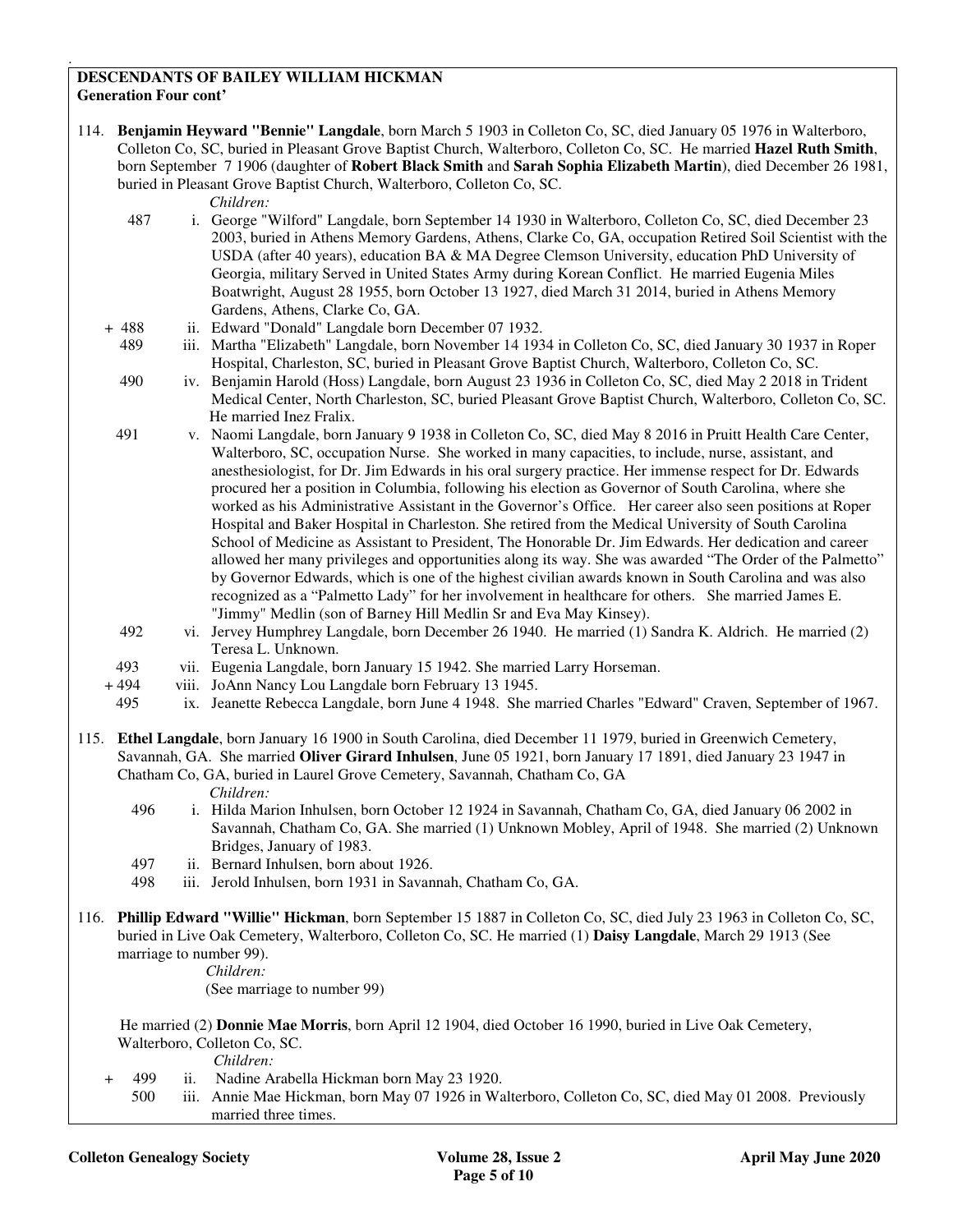**DESCENDANTS OF BAILEY WILLIAM HICKMAN**
**Generation Four cont'**

114. **Benjamin Heyward "Bennie" Langdale**, born March 5 1903 in Colleton Co, SC, died January 05 1976 in Walterboro, Colleton Co, SC, buried in Pleasant Grove Baptist Church, Walterboro, Colleton Co, SC. He married **Hazel Ruth Smith**, born September 7 1906 (daughter of **Robert Black Smith** and **Sarah Sophia Elizabeth Martin**), died December 26 1981, buried in Pleasant Grove Baptist Church, Walterboro, Colleton Co, SC.

*Children:*

- 487 i. George "Wilford" Langdale, born September 14 1930 in Walterboro, Colleton Co, SC, died December 23 2003, buried in Athens Memory Gardens, Athens, Clarke Co, GA, occupation Retired Soil Scientist with the USDA (after 40 years), education BA & MA Degree Clemson University, education PhD University of Georgia, military Served in United States Army during Korean Conflict. He married Eugenia Miles Boatwright, August 28 1955, born October 13 1927, died March 31 2014, buried in Athens Memory Gardens, Athens, Clarke Co, GA.
- \+ 488 ii. Edward "Donald" Langdale born December 07 1932.
- 489 iii. Martha "Elizabeth" Langdale, born November 14 1934 in Colleton Co, SC, died January 30 1937 in Roper Hospital, Charleston, SC, buried in Pleasant Grove Baptist Church, Walterboro, Colleton Co, SC.
- 490 iv. Benjamin Harold (Hoss) Langdale, born August 23 1936 in Colleton Co, SC, died May 2 2018 in Trident Medical Center, North Charleston, SC, buried Pleasant Grove Baptist Church, Walterboro, Colleton Co, SC. He married Inez Fralix.
- 491 v. Naomi Langdale, born January 9 1938 in Colleton Co, SC, died May 8 2016 in Pruitt Health Care Center, Walterboro, SC, occupation Nurse. She worked in many capacities, to include, nurse, assistant, and anesthesiologist, for Dr. Jim Edwards in his oral surgery practice. Her immense respect for Dr. Edwards procured her a position in Columbia, following his election as Governor of South Carolina, where she worked as his Administrative Assistant in the Governor's Office. Her career also seen positions at Roper Hospital and Baker Hospital in Charleston. She retired from the Medical University of South Carolina School of Medicine as Assistant to President, The Honorable Dr. Jim Edwards. Her dedication and career allowed her many privileges and opportunities along its way. She was awarded "The Order of the Palmetto" by Governor Edwards, which is one of the highest civilian awards known in South Carolina and was also recognized as a "Palmetto Lady" for her involvement in healthcare for others. She married James E. "Jimmy" Medlin (son of Barney Hill Medlin Sr and Eva May Kinsey).
- 492 vi. Jervey Humphrey Langdale, born December 26 1940. He married (1) Sandra K. Aldrich. He married (2) Teresa L. Unknown.
- 493 vii. Eugenia Langdale, born January 15 1942. She married Larry Horseman.
- \+ 494 viii. JoAnn Nancy Lou Langdale born February 13 1945.
- 495 ix. Jeanette Rebecca Langdale, born June 4 1948. She married Charles "Edward" Craven, September of 1967.

115. **Ethel Langdale**, born January 16 1900 in South Carolina, died December 11 1979, buried in Greenwich Cemetery, Savannah, GA. She married **Oliver Girard Inhulsen**, June 05 1921, born January 17 1891, died January 23 1947 in Chatham Co, GA, buried in Laurel Grove Cemetery, Savannah, Chatham Co, GA

*Children:*

- 496 i. Hilda Marion Inhulsen, born October 12 1924 in Savannah, Chatham Co, GA, died January 06 2002 in Savannah, Chatham Co, GA. She married (1) Unknown Mobley, April of 1948. She married (2) Unknown Bridges, January of 1983.
- 497 ii. Bernard Inhulsen, born about 1926.
- 498 iii. Jerold Inhulsen, born 1931 in Savannah, Chatham Co, GA.

116. **Phillip Edward "Willie" Hickman**, born September 15 1887 in Colleton Co, SC, died July 23 1963 in Colleton Co, SC, buried in Live Oak Cemetery, Walterboro, Colleton Co, SC. He married (1) **Daisy Langdale**, March 29 1913 (See marriage to number 99).

*Children:*

(See marriage to number 99)

He married (2) **Donnie Mae Morris**, born April 12 1904, died October 16 1990, buried in Live Oak Cemetery, Walterboro, Colleton Co, SC.

*Children:*

- \+ 499 ii. Nadine Arabella Hickman born May 23 1920.
- 500 iii. Annie Mae Hickman, born May 07 1926 in Walterboro, Colleton Co, SC, died May 01 2008. Previously married three times.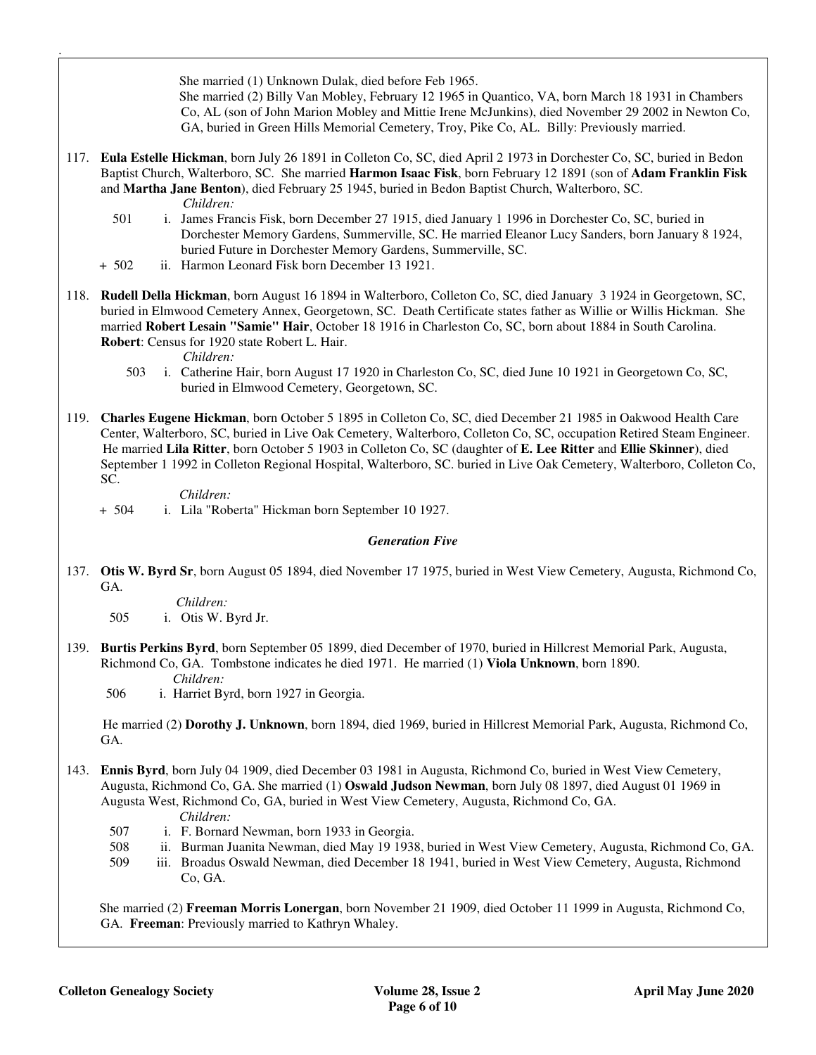She married (1) Unknown Dulak, died before Feb 1965.

She married (2) Billy Van Mobley, February 12 1965 in Quantico, VA, born March 18 1931 in Chambers Co, AL (son of John Marion Mobley and Mittie Irene McJunkins), died November 29 2002 in Newton Co, GA, buried in Green Hills Memorial Cemetery, Troy, Pike Co, AL. Billy: Previously married.

117. **Eula Estelle Hickman**, born July 26 1891 in Colleton Co, SC, died April 2 1973 in Dorchester Co, SC, buried in Bedon Baptist Church, Walterboro, SC. She married **Harmon Isaac Fisk**, born February 12 1891 (son of **Adam Franklin Fisk** and **Martha Jane Benton**), died February 25 1945, buried in Bedon Baptist Church, Walterboro, SC.

*Children:*

501 i. James Francis Fisk, born December 27 1915, died January 1 1996 in Dorchester Co, SC, buried in Dorchester Memory Gardens, Summerville, SC. He married Eleanor Lucy Sanders, born January 8 1924, buried Future in Dorchester Memory Gardens, Summerville, SC.

\+ 502 ii. Harmon Leonard Fisk born December 13 1921.

118. **Rudell Della Hickman**, born August 16 1894 in Walterboro, Colleton Co, SC, died January 3 1924 in Georgetown, SC, buried in Elmwood Cemetery Annex, Georgetown, SC. Death Certificate states father as Willie or Willis Hickman. She married **Robert Lesain "Samie" Hair**, October 18 1916 in Charleston Co, SC, born about 1884 in South Carolina. **Robert**: Census for 1920 state Robert L. Hair.

*Children:*

503 i. Catherine Hair, born August 17 1920 in Charleston Co, SC, died June 10 1921 in Georgetown Co, SC, buried in Elmwood Cemetery, Georgetown, SC.

119. **Charles Eugene Hickman**, born October 5 1895 in Colleton Co, SC, died December 21 1985 in Oakwood Health Care Center, Walterboro, SC, buried in Live Oak Cemetery, Walterboro, Colleton Co, SC, occupation Retired Steam Engineer. He married **Lila Ritter**, born October 5 1903 in Colleton Co, SC (daughter of **E. Lee Ritter** and **Ellie Skinner**), died September 1 1992 in Colleton Regional Hospital, Walterboro, SC. buried in Live Oak Cemetery, Walterboro, Colleton Co, SC.

*Children:*

\+ 504 i. Lila "Roberta" Hickman born September 10 1927.

### *Generation Five*

137. **Otis W. Byrd Sr**, born August 05 1894, died November 17 1975, buried in West View Cemetery, Augusta, Richmond Co, GA.

*Children:*

505 i. Otis W. Byrd Jr.

139. **Burtis Perkins Byrd**, born September 05 1899, died December of 1970, buried in Hillcrest Memorial Park, Augusta, Richmond Co, GA. Tombstone indicates he died 1971. He married (1) **Viola Unknown**, born 1890.

*Children:*

506 i. Harriet Byrd, born 1927 in Georgia.

He married (2) **Dorothy J. Unknown**, born 1894, died 1969, buried in Hillcrest Memorial Park, Augusta, Richmond Co, GA.

143. **Ennis Byrd**, born July 04 1909, died December 03 1981 in Augusta, Richmond Co, buried in West View Cemetery, Augusta, Richmond Co, GA. She married (1) **Oswald Judson Newman**, born July 08 1897, died August 01 1969 in Augusta West, Richmond Co, GA, buried in West View Cemetery, Augusta, Richmond Co, GA.

*Children:*

507 i. F. Bornard Newman, born 1933 in Georgia.

508 ii. Burman Juanita Newman, died May 19 1938, buried in West View Cemetery, Augusta, Richmond Co, GA.

509 iii. Broadus Oswald Newman, died December 18 1941, buried in West View Cemetery, Augusta, Richmond Co, GA.

She married (2) **Freeman Morris Lonergan**, born November 21 1909, died October 11 1999 in Augusta, Richmond Co, GA. **Freeman**: Previously married to Kathryn Whaley.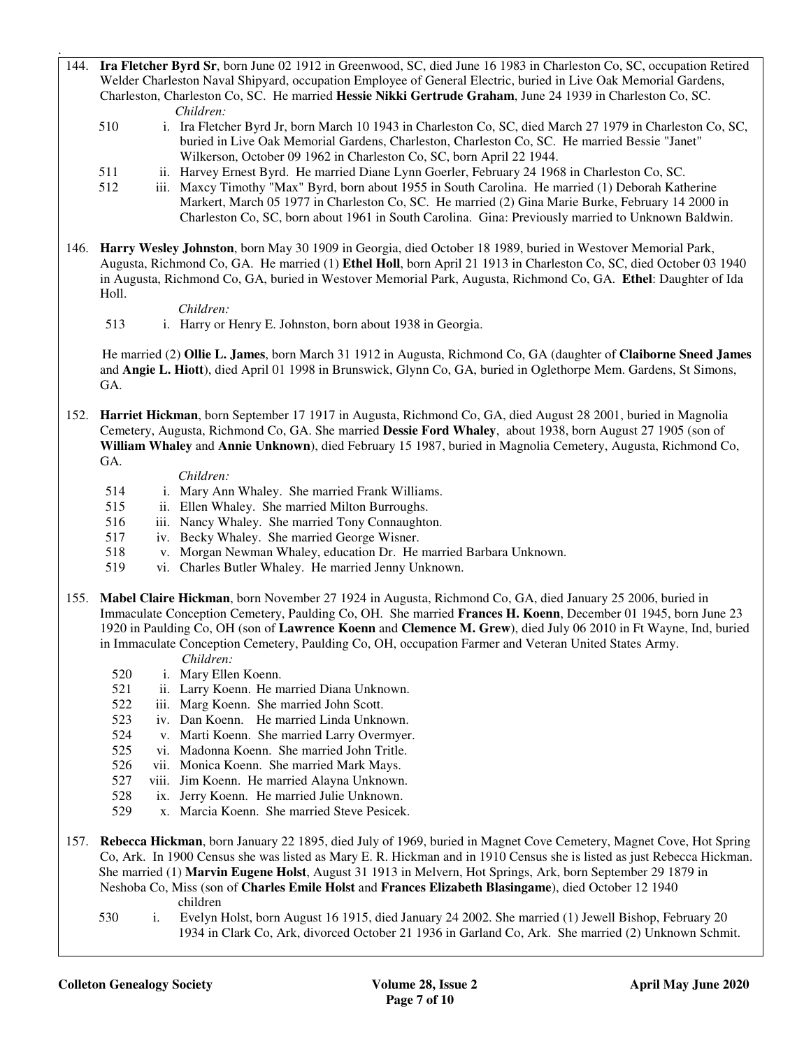144. **Ira Fletcher Byrd Sr**, born June 02 1912 in Greenwood, SC, died June 16 1983 in Charleston Co, SC, occupation Retired Welder Charleston Naval Shipyard, occupation Employee of General Electric, buried in Live Oak Memorial Gardens, Charleston, Charleston Co, SC. He married **Hessie Nikki Gertrude Graham**, June 24 1939 in Charleston Co, SC.

*Children:*

- 510 i. Ira Fletcher Byrd Jr, born March 10 1943 in Charleston Co, SC, died March 27 1979 in Charleston Co, SC, buried in Live Oak Memorial Gardens, Charleston, Charleston Co, SC. He married Bessie "Janet" Wilkerson, October 09 1962 in Charleston Co, SC, born April 22 1944.
- 511 ii. Harvey Ernest Byrd. He married Diane Lynn Goerler, February 24 1968 in Charleston Co, SC.
- 512 iii. Maxcy Timothy "Max" Byrd, born about 1955 in South Carolina. He married (1) Deborah Katherine Markert, March 05 1977 in Charleston Co, SC. He married (2) Gina Marie Burke, February 14 2000 in Charleston Co, SC, born about 1961 in South Carolina. Gina: Previously married to Unknown Baldwin.

146. **Harry Wesley Johnston**, born May 30 1909 in Georgia, died October 18 1989, buried in Westover Memorial Park, Augusta, Richmond Co, GA. He married (1) **Ethel Holl**, born April 21 1913 in Charleston Co, SC, died October 03 1940 in Augusta, Richmond Co, GA, buried in Westover Memorial Park, Augusta, Richmond Co, GA. **Ethel**: Daughter of Ida Holl.

*Children:*

- 513 i. Harry or Henry E. Johnston, born about 1938 in Georgia.

He married (2) **Ollie L. James**, born March 31 1912 in Augusta, Richmond Co, GA (daughter of **Claiborne Sneed James** and **Angie L. Hiott**), died April 01 1998 in Brunswick, Glynn Co, GA, buried in Oglethorpe Mem. Gardens, St Simons, GA.

152. **Harriet Hickman**, born September 17 1917 in Augusta, Richmond Co, GA, died August 28 2001, buried in Magnolia Cemetery, Augusta, Richmond Co, GA. She married **Dessie Ford Whaley**, about 1938, born August 27 1905 (son of **William Whaley** and **Annie Unknown**), died February 15 1987, buried in Magnolia Cemetery, Augusta, Richmond Co, GA.

*Children:*

- 514 i. Mary Ann Whaley. She married Frank Williams.
- 515 ii. Ellen Whaley. She married Milton Burroughs.
- 516 iii. Nancy Whaley. She married Tony Connaughton.
- 517 iv. Becky Whaley. She married George Wisner.
- 518 v. Morgan Newman Whaley, education Dr. He married Barbara Unknown.
- 519 vi. Charles Butler Whaley. He married Jenny Unknown.

155. **Mabel Claire Hickman**, born November 27 1924 in Augusta, Richmond Co, GA, died January 25 2006, buried in Immaculate Conception Cemetery, Paulding Co, OH. She married **Frances H. Koenn**, December 01 1945, born June 23 1920 in Paulding Co, OH (son of **Lawrence Koenn** and **Clemence M. Grew**), died July 06 2010 in Ft Wayne, Ind, buried in Immaculate Conception Cemetery, Paulding Co, OH, occupation Farmer and Veteran United States Army.

*Children:*

- 520 i. Mary Ellen Koenn.
- 521 ii. Larry Koenn. He married Diana Unknown.
- 522 iii. Marg Koenn. She married John Scott.
- 523 iv. Dan Koenn. He married Linda Unknown.
- 524 v. Marti Koenn. She married Larry Overmyer.
- 525 vi. Madonna Koenn. She married John Tritle.
- 526 vii. Monica Koenn. She married Mark Mays.
- 527 viii. Jim Koenn. He married Alayna Unknown.
- 528 ix. Jerry Koenn. He married Julie Unknown.
- 529 x. Marcia Koenn. She married Steve Pesicek.

157. **Rebecca Hickman**, born January 22 1895, died July of 1969, buried in Magnet Cove Cemetery, Magnet Cove, Hot Spring Co, Ark. In 1900 Census she was listed as Mary E. R. Hickman and in 1910 Census she is listed as just Rebecca Hickman. She married (1) **Marvin Eugene Holst**, August 31 1913 in Melvern, Hot Springs, Ark, born September 29 1879 in Neshoba Co, Miss (son of **Charles Emile Holst** and **Frances Elizabeth Blasingame**), died October 12 1940

children

- 530 i. Evelyn Holst, born August 16 1915, died January 24 2002. She married (1) Jewell Bishop, February 20 1934 in Clark Co, Ark, divorced October 21 1936 in Garland Co, Ark. She married (2) Unknown Schmit.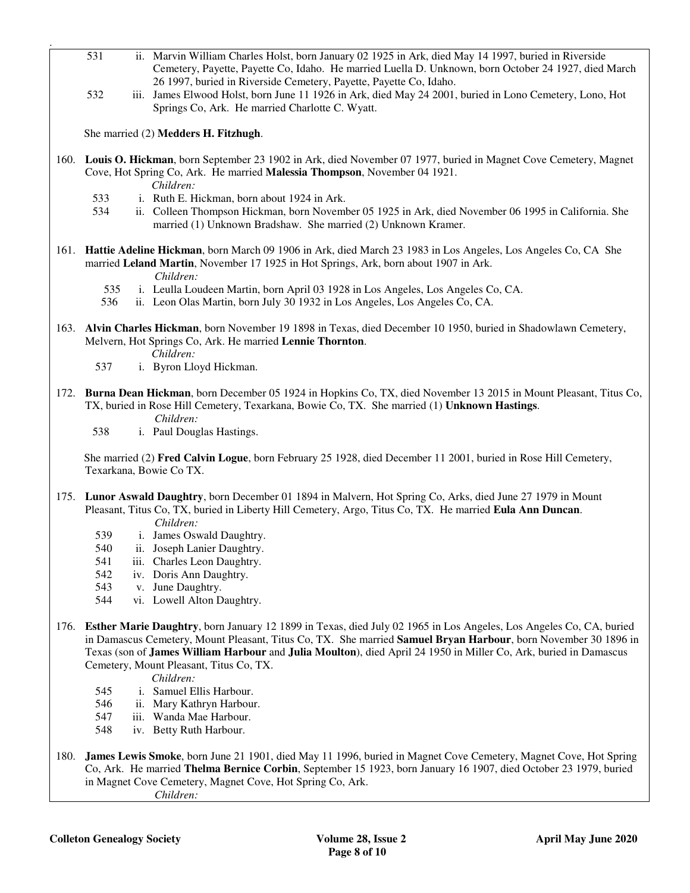531 ii. Marvin William Charles Holst, born January 02 1925 in Ark, died May 14 1997, buried in Riverside Cemetery, Payette, Payette Co, Idaho. He married Luella D. Unknown, born October 24 1927, died March 26 1997, buried in Riverside Cemetery, Payette, Payette Co, Idaho.

532 iii. James Elwood Holst, born June 11 1926 in Ark, died May 24 2001, buried in Lono Cemetery, Lono, Hot Springs Co, Ark. He married Charlotte C. Wyatt.

She married (2) **Medders H. Fitzhugh**.

160. **Louis O. Hickman**, born September 23 1902 in Ark, died November 07 1977, buried in Magnet Cove Cemetery, Magnet Cove, Hot Spring Co, Ark. He married **Malessia Thompson**, November 04 1921.

*Children:*

533 i. Ruth E. Hickman, born about 1924 in Ark.

534 ii. Colleen Thompson Hickman, born November 05 1925 in Ark, died November 06 1995 in California. She married (1) Unknown Bradshaw. She married (2) Unknown Kramer.

161. **Hattie Adeline Hickman**, born March 09 1906 in Ark, died March 23 1983 in Los Angeles, Los Angeles Co, CA She married **Leland Martin**, November 17 1925 in Hot Springs, Ark, born about 1907 in Ark.

*Children:*

535 i. Leulla Loudeen Martin, born April 03 1928 in Los Angeles, Los Angeles Co, CA.

536 ii. Leon Olas Martin, born July 30 1932 in Los Angeles, Los Angeles Co, CA.

163. **Alvin Charles Hickman**, born November 19 1898 in Texas, died December 10 1950, buried in Shadowlawn Cemetery, Melvern, Hot Springs Co, Ark. He married **Lennie Thornton**.

*Children:*

537 i. Byron Lloyd Hickman.

172. **Burna Dean Hickman**, born December 05 1924 in Hopkins Co, TX, died November 13 2015 in Mount Pleasant, Titus Co, TX, buried in Rose Hill Cemetery, Texarkana, Bowie Co, TX. She married (1) **Unknown Hastings**.

*Children:*

538 i. Paul Douglas Hastings.

She married (2) **Fred Calvin Logue**, born February 25 1928, died December 11 2001, buried in Rose Hill Cemetery, Texarkana, Bowie Co TX.

175. **Lunor Aswald Daughtry**, born December 01 1894 in Malvern, Hot Spring Co, Arks, died June 27 1979 in Mount Pleasant, Titus Co, TX, buried in Liberty Hill Cemetery, Argo, Titus Co, TX. He married **Eula Ann Duncan**.

*Children:*

539 i. James Oswald Daughtry.

540 ii. Joseph Lanier Daughtry.

541 iii. Charles Leon Daughtry.

542 iv. Doris Ann Daughtry.

543 v. June Daughtry.

544 vi. Lowell Alton Daughtry.

176. **Esther Marie Daughtry**, born January 12 1899 in Texas, died July 02 1965 in Los Angeles, Los Angeles Co, CA, buried in Damascus Cemetery, Mount Pleasant, Titus Co, TX. She married **Samuel Bryan Harbour**, born November 30 1896 in Texas (son of **James William Harbour** and **Julia Moulton**), died April 24 1950 in Miller Co, Ark, buried in Damascus Cemetery, Mount Pleasant, Titus Co, TX.

*Children:*

545 i. Samuel Ellis Harbour.

546 ii. Mary Kathryn Harbour.

547 iii. Wanda Mae Harbour.

548 iv. Betty Ruth Harbour.

180. **James Lewis Smoke**, born June 21 1901, died May 11 1996, buried in Magnet Cove Cemetery, Magnet Cove, Hot Spring Co, Ark. He married **Thelma Bernice Corbin**, September 15 1923, born January 16 1907, died October 23 1979, buried in Magnet Cove Cemetery, Magnet Cove, Hot Spring Co, Ark.

*Children:*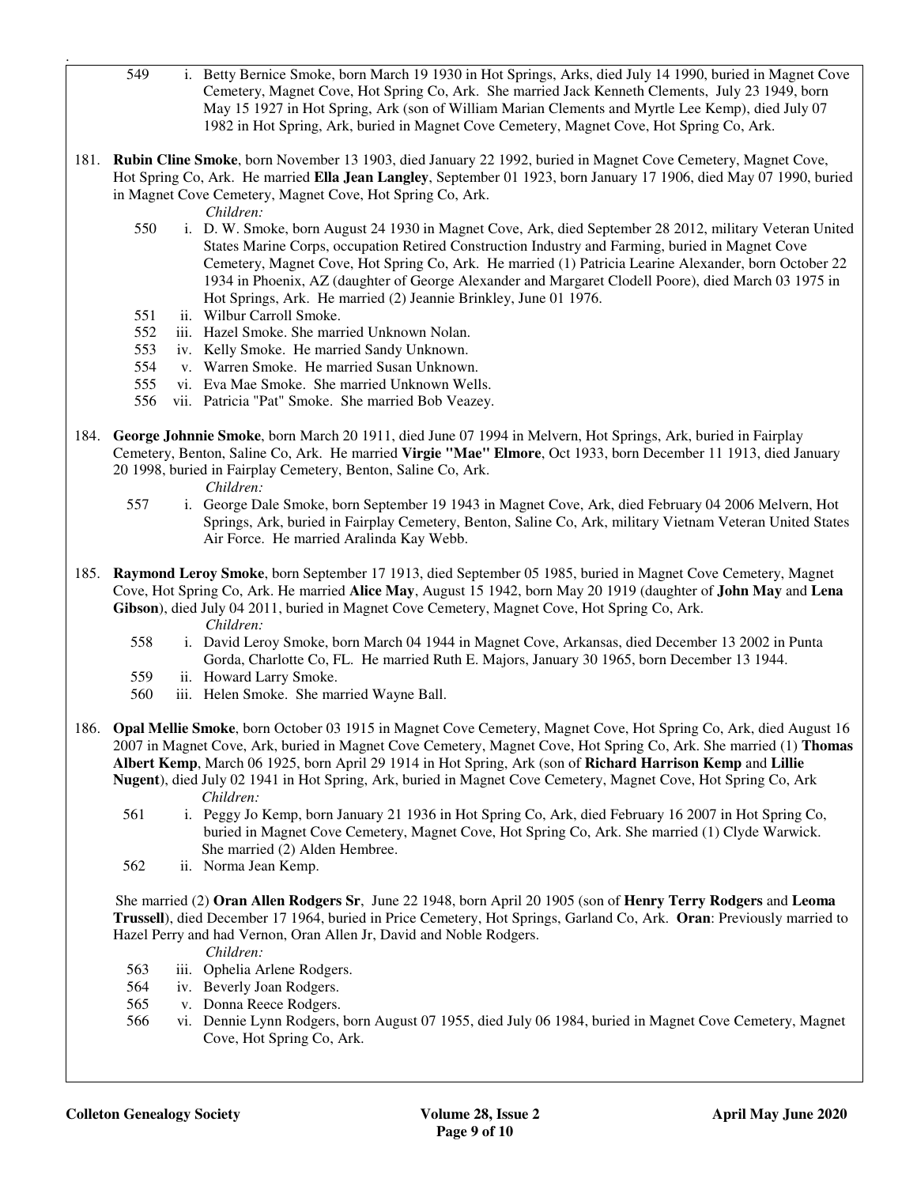549 i. Betty Bernice Smoke, born March 19 1930 in Hot Springs, Arks, died July 14 1990, buried in Magnet Cove Cemetery, Magnet Cove, Hot Spring Co, Ark. She married Jack Kenneth Clements, July 23 1949, born May 15 1927 in Hot Spring, Ark (son of William Marian Clements and Myrtle Lee Kemp), died July 07 1982 in Hot Spring, Ark, buried in Magnet Cove Cemetery, Magnet Cove, Hot Spring Co, Ark.

181. **Rubin Cline Smoke**, born November 13 1903, died January 22 1992, buried in Magnet Cove Cemetery, Magnet Cove, Hot Spring Co, Ark. He married **Ella Jean Langley**, September 01 1923, born January 17 1906, died May 07 1990, buried in Magnet Cove Cemetery, Magnet Cove, Hot Spring Co, Ark.

*Children:*

550 i. D. W. Smoke, born August 24 1930 in Magnet Cove, Ark, died September 28 2012, military Veteran United States Marine Corps, occupation Retired Construction Industry and Farming, buried in Magnet Cove Cemetery, Magnet Cove, Hot Spring Co, Ark. He married (1) Patricia Learine Alexander, born October 22 1934 in Phoenix, AZ (daughter of George Alexander and Margaret Clodell Poore), died March 03 1975 in Hot Springs, Ark. He married (2) Jeannie Brinkley, June 01 1976.

551 ii. Wilbur Carroll Smoke.

552 iii. Hazel Smoke. She married Unknown Nolan.

553 iv. Kelly Smoke. He married Sandy Unknown.

554 v. Warren Smoke. He married Susan Unknown.

555 vi. Eva Mae Smoke. She married Unknown Wells.

556 vii. Patricia "Pat" Smoke. She married Bob Veazey.

184. **George Johnnie Smoke**, born March 20 1911, died June 07 1994 in Melvern, Hot Springs, Ark, buried in Fairplay Cemetery, Benton, Saline Co, Ark. He married **Virgie "Mae" Elmore**, Oct 1933, born December 11 1913, died January 20 1998, buried in Fairplay Cemetery, Benton, Saline Co, Ark.

*Children:*

557 i. George Dale Smoke, born September 19 1943 in Magnet Cove, Ark, died February 04 2006 Melvern, Hot Springs, Ark, buried in Fairplay Cemetery, Benton, Saline Co, Ark, military Vietnam Veteran United States Air Force. He married Aralinda Kay Webb.

185. **Raymond Leroy Smoke**, born September 17 1913, died September 05 1985, buried in Magnet Cove Cemetery, Magnet Cove, Hot Spring Co, Ark. He married **Alice May**, August 15 1942, born May 20 1919 (daughter of **John May** and **Lena Gibson**), died July 04 2011, buried in Magnet Cove Cemetery, Magnet Cove, Hot Spring Co, Ark.

*Children:*

558 i. David Leroy Smoke, born March 04 1944 in Magnet Cove, Arkansas, died December 13 2002 in Punta Gorda, Charlotte Co, FL. He married Ruth E. Majors, January 30 1965, born December 13 1944.

559 ii. Howard Larry Smoke.

560 iii. Helen Smoke. She married Wayne Ball.

186. **Opal Mellie Smoke**, born October 03 1915 in Magnet Cove Cemetery, Magnet Cove, Hot Spring Co, Ark, died August 16 2007 in Magnet Cove, Ark, buried in Magnet Cove Cemetery, Magnet Cove, Hot Spring Co, Ark. She married (1) **Thomas Albert Kemp**, March 06 1925, born April 29 1914 in Hot Spring, Ark (son of **Richard Harrison Kemp** and **Lillie Nugent**), died July 02 1941 in Hot Spring, Ark, buried in Magnet Cove Cemetery, Magnet Cove, Hot Spring Co, Ark

*Children:*

561 i. Peggy Jo Kemp, born January 21 1936 in Hot Spring Co, Ark, died February 16 2007 in Hot Spring Co, buried in Magnet Cove Cemetery, Magnet Cove, Hot Spring Co, Ark. She married (1) Clyde Warwick. She married (2) Alden Hembree.

562 ii. Norma Jean Kemp.

She married (2) **Oran Allen Rodgers Sr**, June 22 1948, born April 20 1905 (son of **Henry Terry Rodgers** and **Leoma Trussell**), died December 17 1964, buried in Price Cemetery, Hot Springs, Garland Co, Ark. **Oran**: Previously married to Hazel Perry and had Vernon, Oran Allen Jr, David and Noble Rodgers.

*Children:*

563 iii. Ophelia Arlene Rodgers.

564 iv. Beverly Joan Rodgers.

565 v. Donna Reece Rodgers.

566 vi. Dennie Lynn Rodgers, born August 07 1955, died July 06 1984, buried in Magnet Cove Cemetery, Magnet Cove, Hot Spring Co, Ark.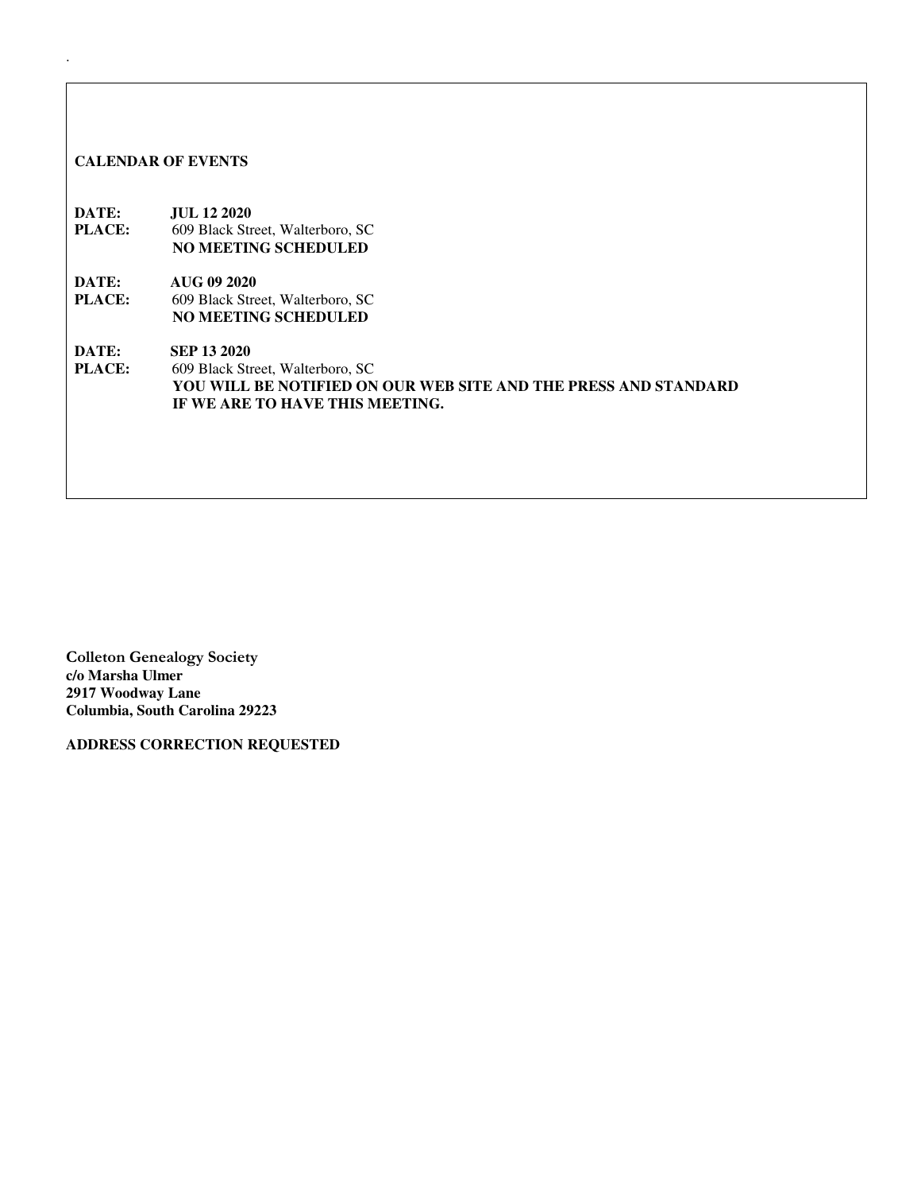**CALENDAR OF EVENTS**

**DATE:** **JUL 12 2020**
**PLACE:** 609 Black Street, Walterboro, SC
**NO MEETING SCHEDULED**

**DATE:** **AUG 09 2020**
**PLACE:** 609 Black Street, Walterboro, SC
**NO MEETING SCHEDULED**

**DATE:** **SEP 13 2020**
**PLACE:** 609 Black Street, Walterboro, SC
**YOU WILL BE NOTIFIED ON OUR WEB SITE AND THE PRESS AND STANDARD IF WE ARE TO HAVE THIS MEETING.**

**Colleton Genealogy Society**
**c/o Marsha Ulmer**
**2917 Woodway Lane**
**Columbia, South Carolina 29223**

**ADDRESS CORRECTION REQUESTED**